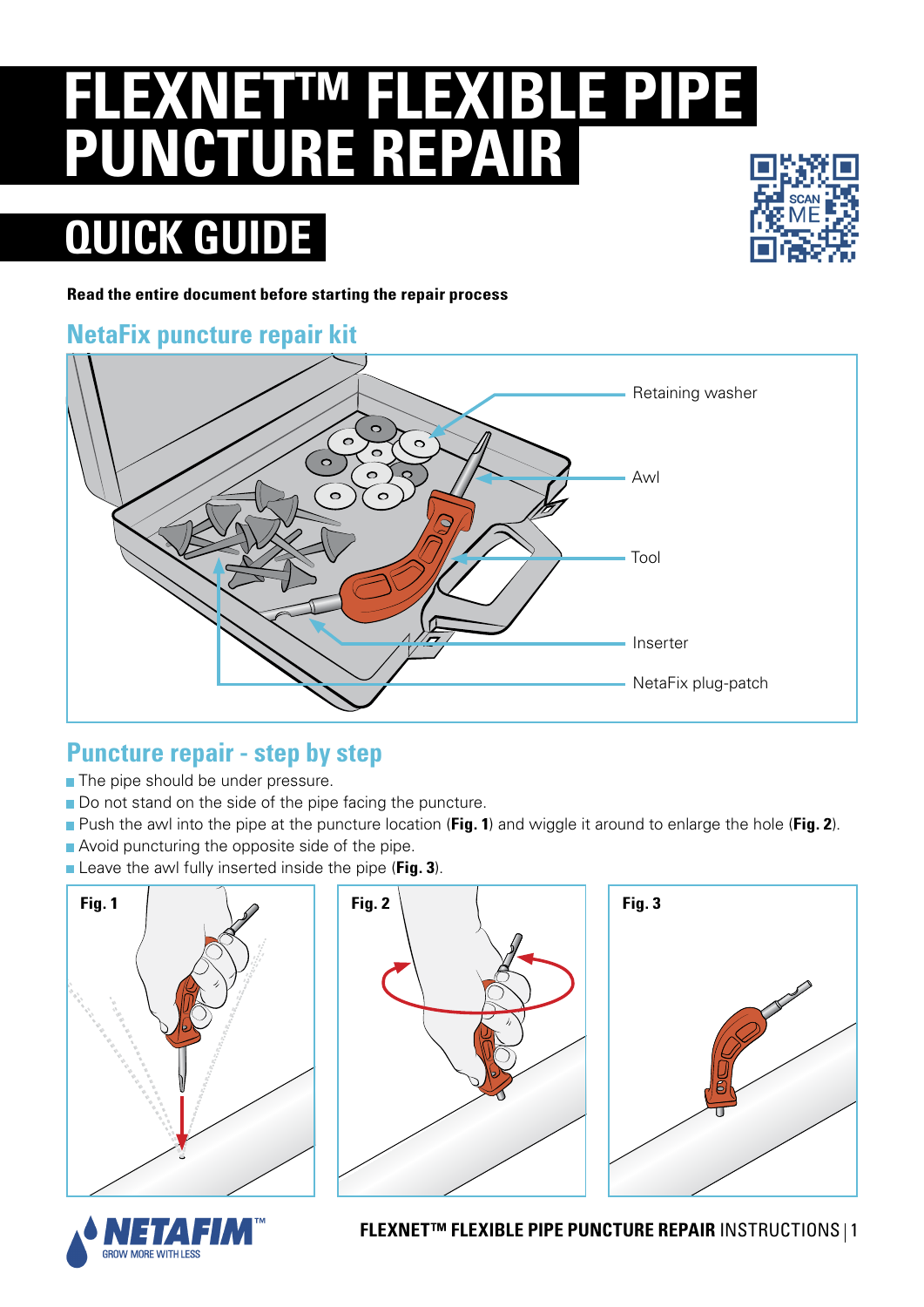# FLEXNET™ FLEXIBLE PIPE PUNCTURE REPAIR

# QUICK GUIDE

**Read the entire document before starting the repair process**

## NetaFix puncture repair kit

Retaining washer

Awl

Tool

Inserter

NetaFix plug-patch

## Puncture repair - step by step

- The pipe should be under pressure.
- Do not stand on the side of the pipe facing the puncture.
- Push the awl into the pipe at the puncture location (**Fig. 1**) and wiggle it around to enlarge the hole (**Fig. 2**).
- Avoid puncturing the opposite side of the pipe.
- Leave the awl fully inserted inside the pipe (**Fig. 3**).

**Fig. 1**

**Fig. 2**

**Fig. 3**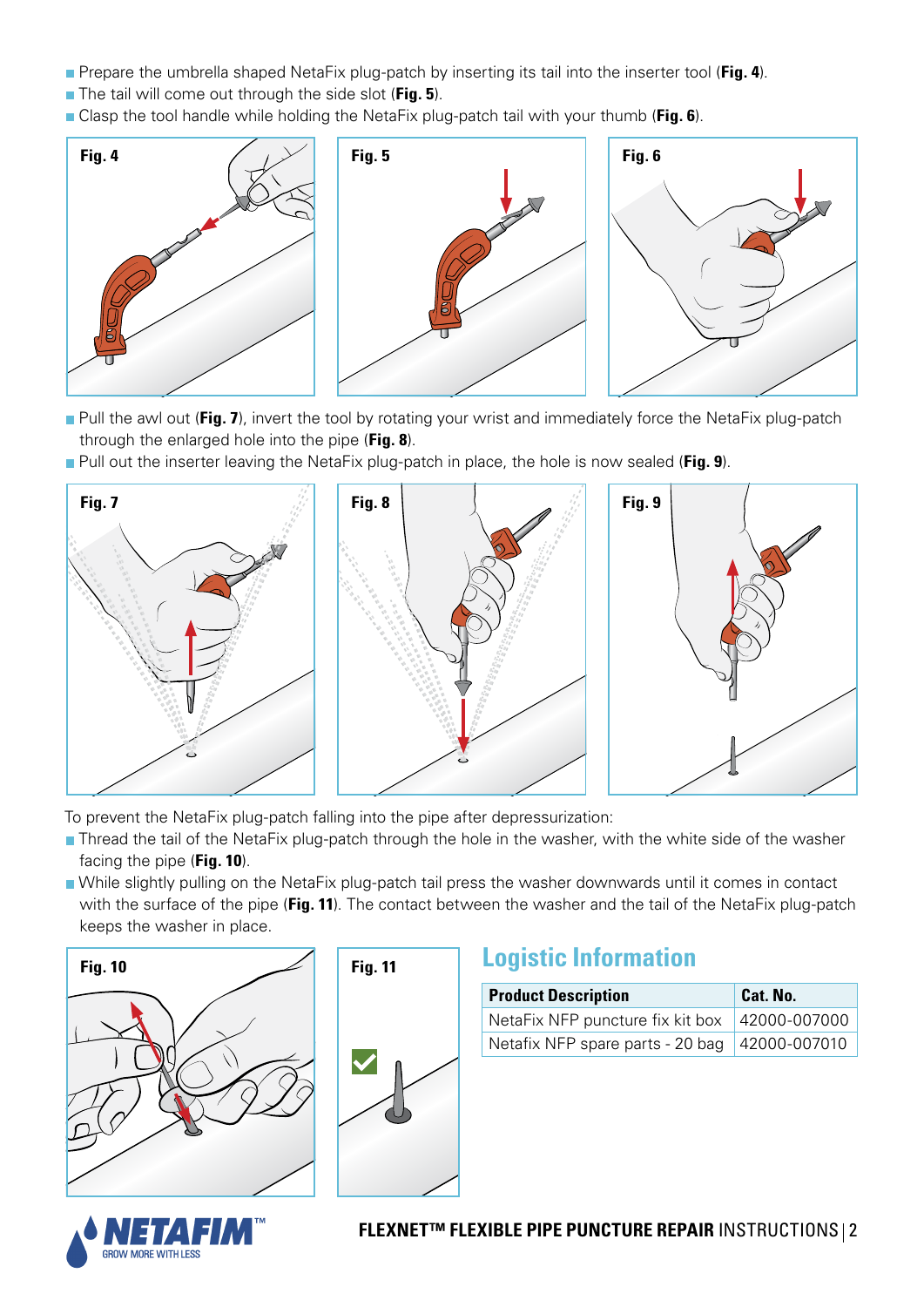- Prepare the umbrella shaped NetaFix plug-patch by inserting its tail into the inserter tool (**Fig. 4**).
- The tail will come out through the side slot (**Fig. 5**).
- Clasp the tool handle while holding the NetaFix plug-patch tail with your thumb (**Fig. 6**).

Fig. 4

Fig. 5

Fig. 6

- Pull the awl out (**Fig. 7**), invert the tool by rotating your wrist and immediately force the NetaFix plug-patch through the enlarged hole into the pipe (**Fig. 8**).
- Pull out the inserter leaving the NetaFix plug-patch in place, the hole is now sealed (**Fig. 9**).

Fig. 7

Fig. 8

Fig. 9

To prevent the NetaFix plug-patch falling into the pipe after depressurization:

- Thread the tail of the NetaFix plug-patch through the hole in the washer, with the white side of the washer facing the pipe (**Fig. 10**).
- While slightly pulling on the NetaFix plug-patch tail press the washer downwards until it comes in contact with the surface of the pipe (**Fig. 11**). The contact between the washer and the tail of the NetaFix plug-patch keeps the washer in place.

Fig. 10

Fig. 11

## Logistic Information

| Product Description | Cat. No. |
| --- | --- |
| NetaFix NFP puncture fix kit box | 42000-007000 |
| Netafix NFP spare parts - 20 bag | 42000-007010 |